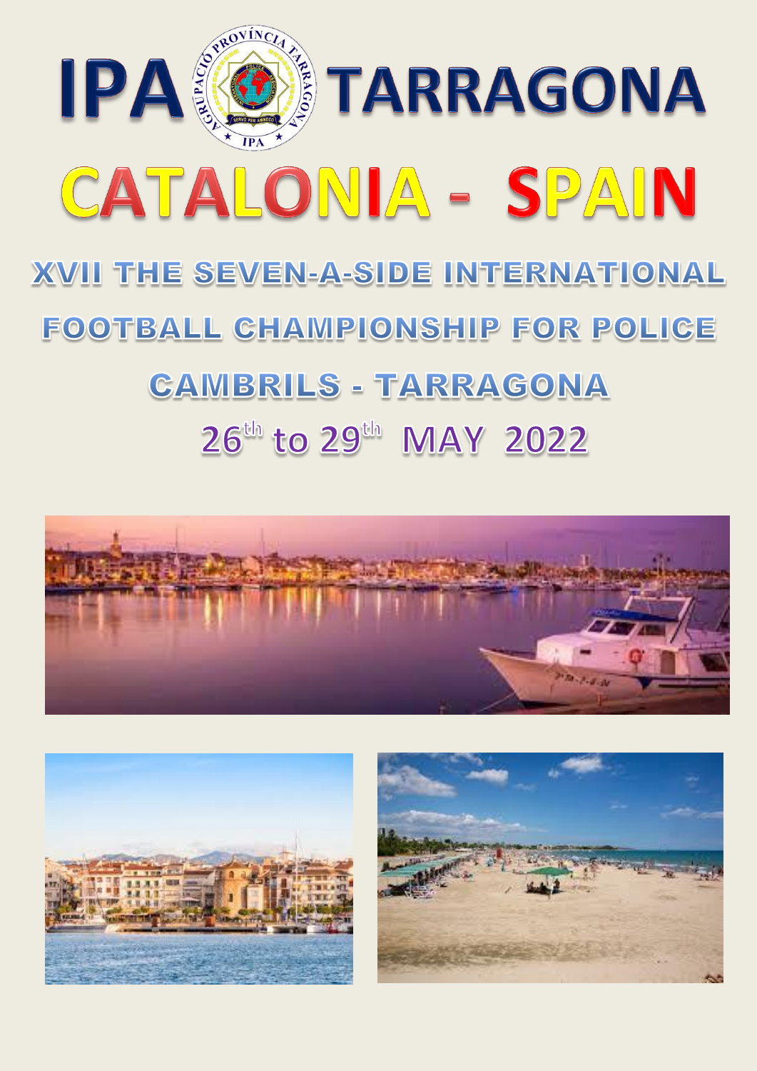# IPA TARRAGONA

# CATALONIA - SPAIN

## XVII THE SEVEN-A-SIDE INTERNATIONAL FOOTBALL CHAMPIONSHIP FOR POLICE

## CAMBRILS - TARRAGONA

## 26th to 29th MAY 2022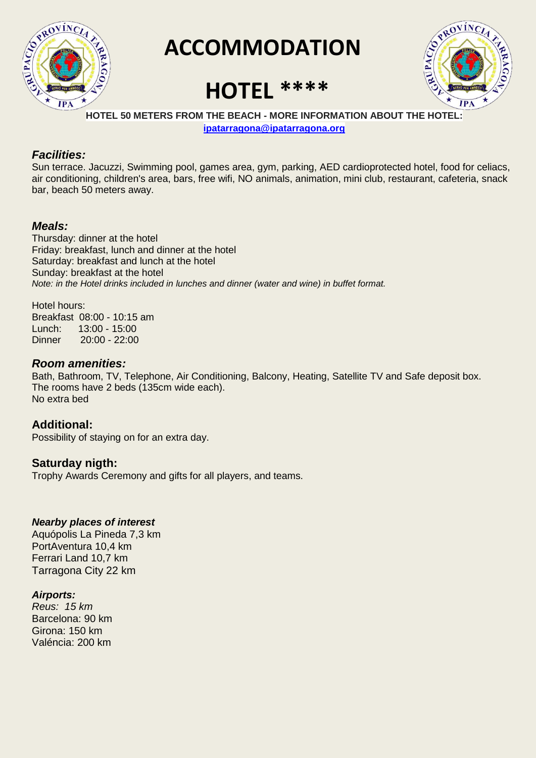# ACCOMMODATION

# HOTEL ****

**HOTEL 50 METERS FROM THE BEACH - MORE INFORMATION ABOUT THE HOTEL:**
**ipatarragona@ipatarragona.org**

### *Facilities:*

Sun terrace. Jacuzzi, Swimming pool, games area, gym, parking, AED cardioprotected hotel, food for celiacs, air conditioning, children's area, bars, free wifi, NO animals, animation, mini club, restaurant, cafeteria, snack bar, beach 50 meters away.

### *Meals:*

Thursday: dinner at the hotel
Friday: breakfast, lunch and dinner at the hotel
Saturday: breakfast and lunch at the hotel
Sunday: breakfast at the hotel
*Note: in the Hotel drinks included in lunches and dinner (water and wine) in buffet format.*

Hotel hours:
Breakfast 08:00 - 10:15 am
Lunch: 13:00 - 15:00
Dinner 20:00 - 22:00

### *Room amenities:*

Bath, Bathroom, TV, Telephone, Air Conditioning, Balcony, Heating, Satellite TV and Safe deposit box.
The rooms have 2 beds (135cm wide each).
No extra bed

### Additional:

Possibility of staying on for an extra day.

### Saturday nigth:

Trophy Awards Ceremony and gifts for all players, and teams.

### *Nearby places of interest*

Aquópolis La Pineda 7,3 km
PortAventura 10,4 km
Ferrari Land 10,7 km
Tarragona City 22 km

### *Airports:*

*Reus: 15 km*
Barcelona: 90 km
Girona: 150 km
Valéncia: 200 km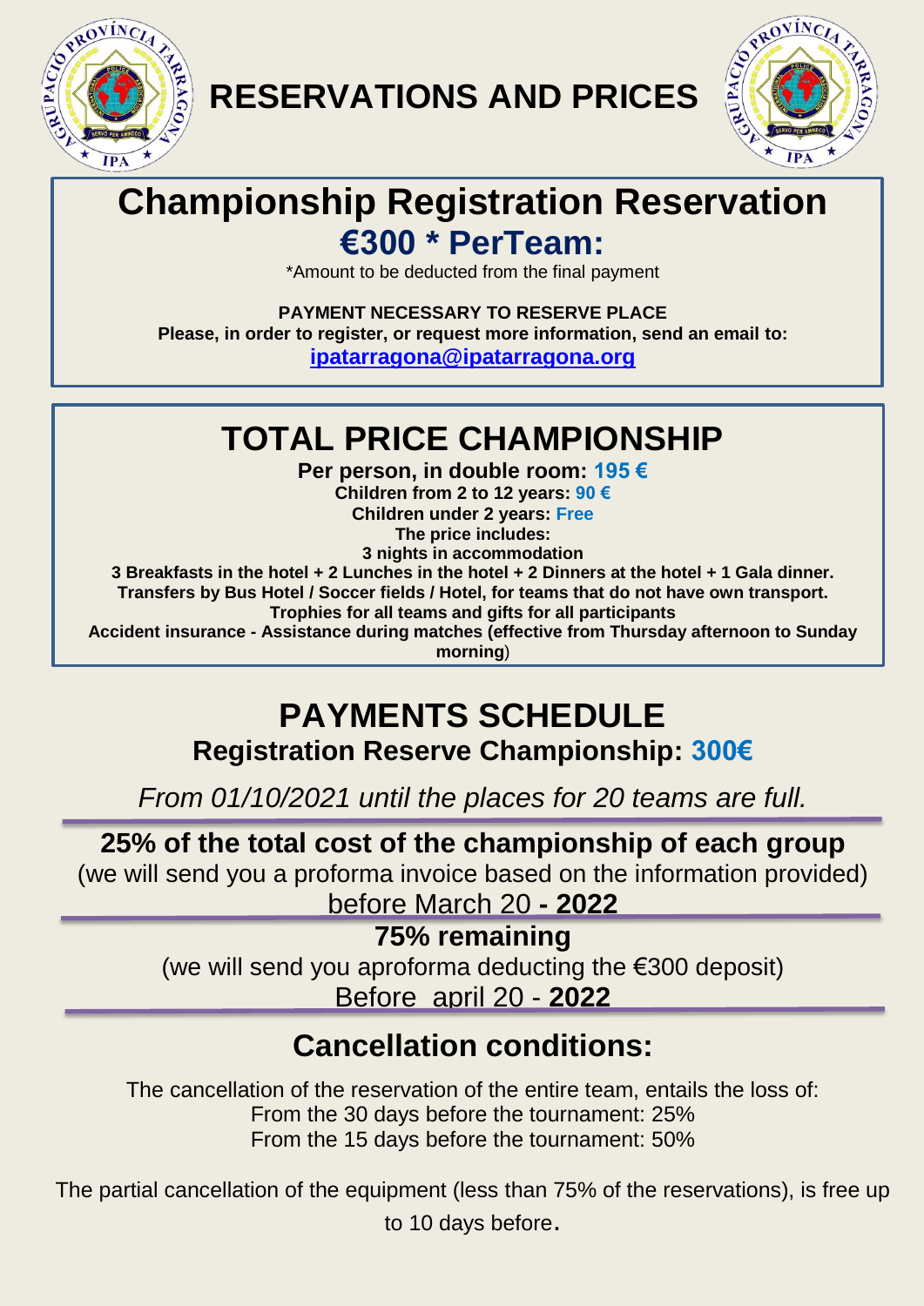# RESERVATIONS AND PRICES

## Championship Registration Reservation

## €300 * PerTeam:

*Amount to be deducted from the final payment

**PAYMENT NECESSARY TO RESERVE PLACE**

**Please, in order to register, or request more information, send an email to:**

**ipatarragona@ipatarragona.org**

## TOTAL PRICE CHAMPIONSHIP

**Per person, in double room: 195 €**

**Children from 2 to 12 years: 90 €**

**Children under 2 years: Free**

**The price includes:**

**3 nights in accommodation**

**3 Breakfasts in the hotel + 2 Lunches in the hotel + 2 Dinners at the hotel + 1 Gala dinner.**

**Transfers by Bus Hotel / Soccer fields / Hotel, for teams that do not have own transport.**

**Trophies for all teams and gifts for all participants**

**Accident insurance - Assistance during matches (effective from Thursday afternoon to Sunday morning)**

## PAYMENTS SCHEDULE

### Registration Reserve Championship: 300€

*From 01/10/2021 until the places for 20 teams are full.*

**25% of the total cost of the championship of each group**

(we will send you a proforma invoice based on the information provided)

before March 20 **- 2022**

**75% remaining**

(we will send you aproforma deducting the €300 deposit)

Before april 20 - **2022**

## Cancellation conditions:

The cancellation of the reservation of the entire team, entails the loss of:

From the 30 days before the tournament: 25%

From the 15 days before the tournament: 50%

The partial cancellation of the equipment (less than 75% of the reservations), is free up to 10 days before.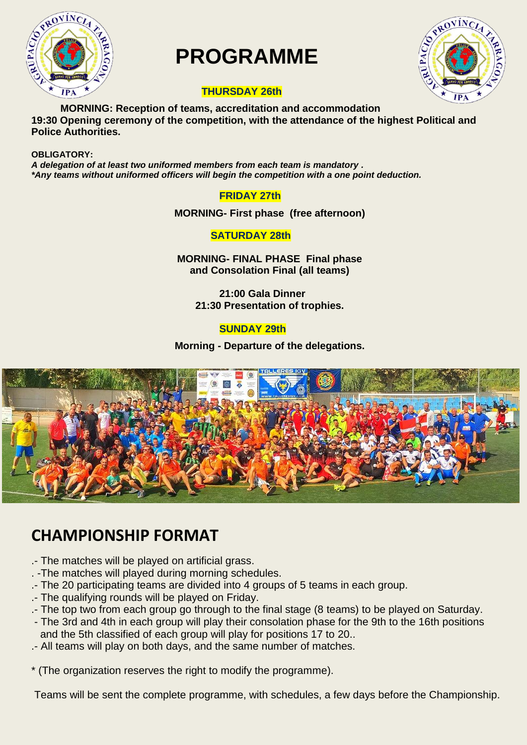# PROGRAMME

**THURSDAY 26th**

**MORNING: Reception of teams, accreditation and accommodation**

**19:30 Opening ceremony of the competition, with the attendance of the highest Political and Police Authorities.**

**OBLIGATORY:**

***A delegation of at least two uniformed members from each team is mandatory .***

***\*Any teams without uniformed officers will begin the competition with a one point deduction.***

**FRIDAY 27th**

**MORNING- First phase (free afternoon)**

**SATURDAY 28th**

**MORNING- FINAL PHASE Final phase and Consolation Final (all teams)**

**21:00 Gala Dinner**

**21:30 Presentation of trophies.**

**SUNDAY 29th**

**Morning - Departure of the delegations.**

## CHAMPIONSHIP FORMAT

.- The matches will be played on artificial grass.

. -The matches will played during morning schedules.

.- The 20 participating teams are divided into 4 groups of 5 teams in each group.

.- The qualifying rounds will be played on Friday.

.- The top two from each group go through to the final stage (8 teams) to be played on Saturday.

- The 3rd and 4th in each group will play their consolation phase for the 9th to the 16th positions and the 5th classified of each group will play for positions 17 to 20..

.- All teams will play on both days, and the same number of matches.

\* (The organization reserves the right to modify the programme).

Teams will be sent the complete programme, with schedules, a few days before the Championship.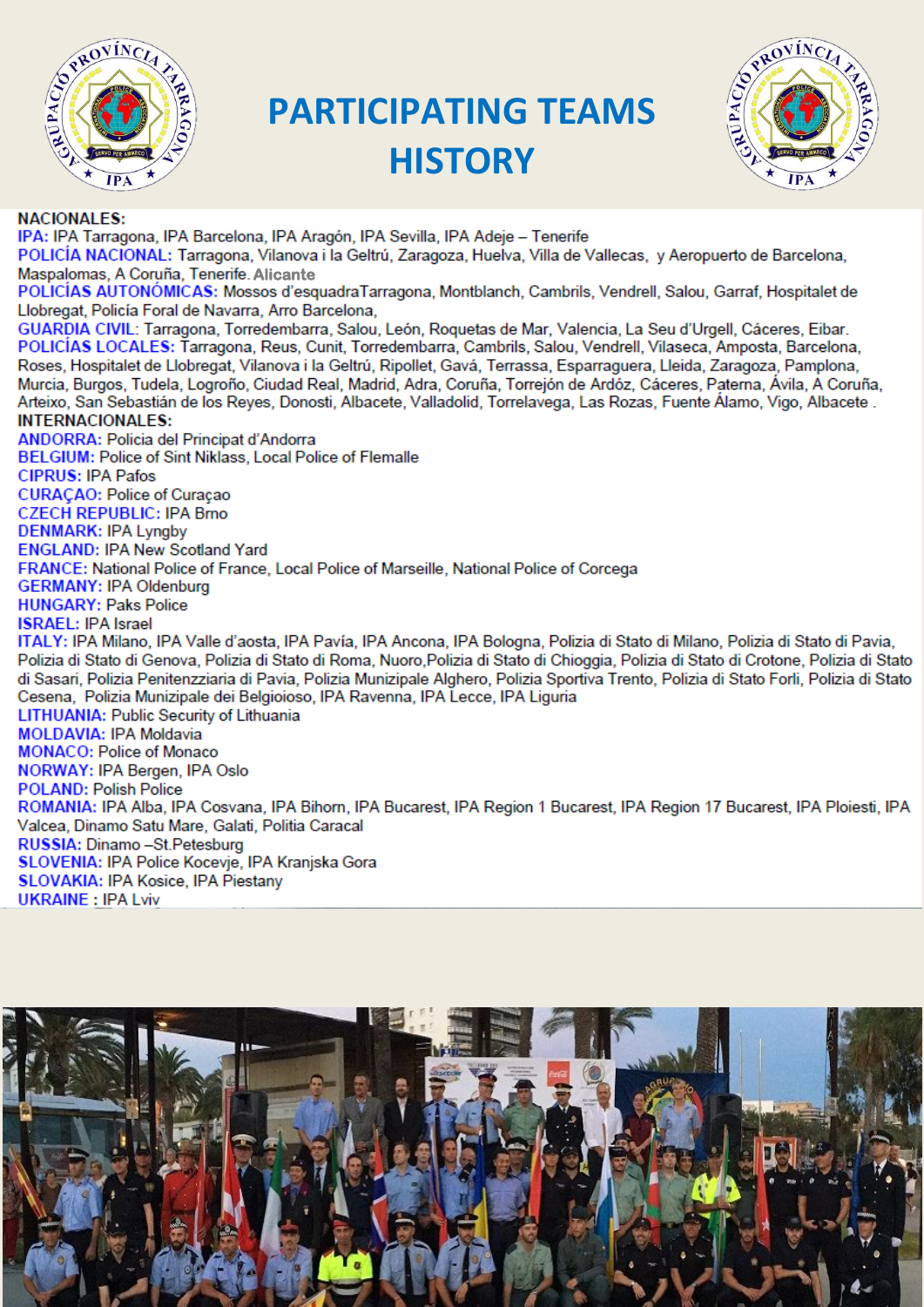# PARTICIPATING TEAMS HISTORY

**NACIONALES:**

**IPA:** IPA Tarragona, IPA Barcelona, IPA Aragón, IPA Sevilla, IPA Adeje – Tenerife

**POLICÍA NACIONAL:** Tarragona, Vilanova i la Geltrú, Zaragoza, Huelva, Villa de Vallecas, y Aeropuerto de Barcelona, Maspalomas, A Coruña, Tenerife. Alicante

**POLICÍAS AUTONÓMICAS:** Mossos d'esquadraTarragona, Montblanch, Cambrils, Vendrell, Salou, Garraf, Hospitalet de Llobregat, Policía Foral de Navarra, Arro Barcelona,

**GUARDIA CIVIL:** Tarragona, Torredembarra, Salou, León, Roquetas de Mar, Valencia, La Seu d'Urgell, Cáceres, Eibar.

**POLICÍAS LOCALES:** Tarragona, Reus, Cunit, Torredembarra, Cambrils, Salou, Vendrell, Vilaseca, Amposta, Barcelona, Roses, Hospitalet de Llobregat, Vilanova i la Geltrú, Ripollet, Gavá, Terrassa, Esparraguera, Lleida, Zaragoza, Pamplona, Murcia, Burgos, Tudela, Logroño, Ciudad Real, Madrid, Adra, Coruña, Torrejón de Ardóz, Cáceres, Paterna, Ávila, A Coruña, Arteixo, San Sebastián de los Reyes, Donosti, Albacete, Valladolid, Torrelavega, Las Rozas, Fuente Álamo, Vigo, Albacete .

**INTERNACIONALES:**

**ANDORRA:** Policia del Principat d'Andorra

**BELGIUM:** Police of Sint Niklass, Local Police of Flemalle

**CIPRUS:** IPA Pafos

**CURAÇAO:** Police of Curaçao

**CZECH REPUBLIC:** IPA Brno

**DENMARK:** IPA Lyngby

**ENGLAND:** IPA New Scotland Yard

**FRANCE:** National Police of France, Local Police of Marseille, National Police of Corcega

**GERMANY:** IPA Oldenburg

**HUNGARY:** Paks Police

**ISRAEL:** IPA Israel

**ITALY:** IPA Milano, IPA Valle d'aosta, IPA Pavía, IPA Ancona, IPA Bologna, Polizia di Stato di Milano, Polizia di Stato di Pavia, Polizia di Stato di Genova, Polizia di Stato di Roma, Nuoro,Polizia di Stato di Chioggia, Polizia di Stato di Crotone, Polizia di Stato di Sasari, Polizia Penitenzziaria di Pavia, Polizia Munizipale Alghero, Polizia Sportiva Trento, Polizia di Stato Forli, Polizia di Stato Cesena, Polizia Munizipale dei Belgioioso, IPA Ravenna, IPA Lecce, IPA Liguria

**LITHUANIA:** Public Security of Lithuania

**MOLDAVIA:** IPA Moldavia

**MONACO:** Police of Monaco

**NORWAY:** IPA Bergen, IPA Oslo

**POLAND:** Polish Police

**ROMANIA:** IPA Alba, IPA Cosvana, IPA Bihorn, IPA Bucarest, IPA Region 1 Bucarest, IPA Region 17 Bucarest, IPA Ploiesti, IPA Valcea, Dinamo Satu Mare, Galati, Politia Caracal

**RUSSIA:** Dinamo –St.Petesburg

**SLOVENIA:** IPA Police Kocevje, IPA Kranjska Gora

**SLOVAKIA:** IPA Kosice, IPA Piestany

**UKRAINE :** IPA Lviv